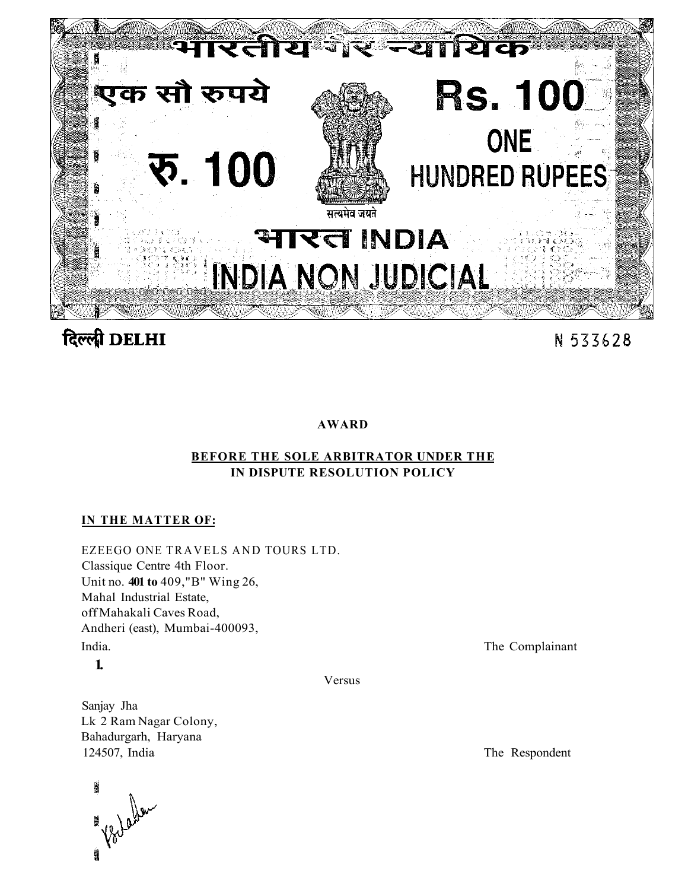भारतीय गैर न्यायिक

एक सौ रुपये

Rs. 100

ONE HUNDRED RUPEES

रु. 100

सत्यमेव जयते

भारत INDIA

INDIA NON JUDICIAL

दिल्ली DELHI

N 533628

**AWARD**

**BEFORE THE SOLE ARBITRATOR UNDER THE IN DISPUTE RESOLUTION POLICY**

**IN THE MATTER OF:**

EZEEGO ONE TRAVELS AND TOURS LTD.
Classique Centre 4th Floor.
Unit no. **401 to** 409,"B" Wing 26,
Mahal Industrial Estate,
off Mahakali Caves Road,
Andheri (east), Mumbai-400093,
India. The Complainant

**1.**

Versus

Sanjay Jha
Lk 2 Ram Nagar Colony,
Bahadurgarh, Haryana
124507, India The Respondent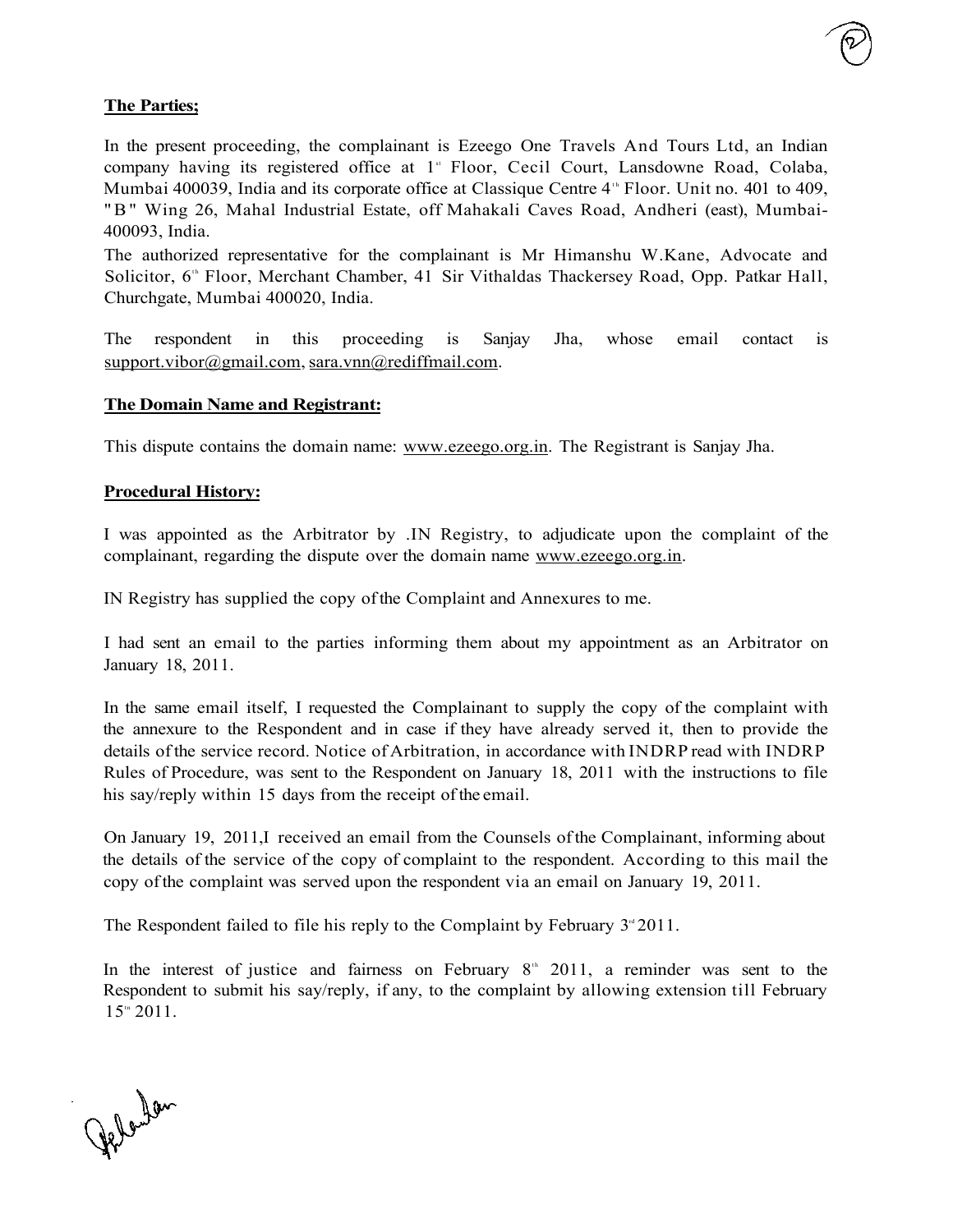**The Parties;**

In the present proceeding, the complainant is Ezeego One Travels And Tours Ltd, an Indian company having its registered office at 1st Floor, Cecil Court, Lansdowne Road, Colaba, Mumbai 400039, India and its corporate office at Classique Centre 4th Floor. Unit no. 401 to 409, "B" Wing 26, Mahal Industrial Estate, off Mahakali Caves Road, Andheri (east), Mumbai-400093, India.

The authorized representative for the complainant is Mr Himanshu W.Kane, Advocate and Solicitor, 6th Floor, Merchant Chamber, 41 Sir Vithaldas Thackersey Road, Opp. Patkar Hall, Churchgate, Mumbai 400020, India.

The respondent in this proceeding is Sanjay Jha, whose email contact is support.vibor@gmail.com, sara.vnn@rediffmail.com.

**The Domain Name and Registrant:**

This dispute contains the domain name: www.ezeego.org.in. The Registrant is Sanjay Jha.

**Procedural History:**

I was appointed as the Arbitrator by .IN Registry, to adjudicate upon the complaint of the complainant, regarding the dispute over the domain name www.ezeego.org.in.

IN Registry has supplied the copy of the Complaint and Annexures to me.

I had sent an email to the parties informing them about my appointment as an Arbitrator on January 18, 2011.

In the same email itself, I requested the Complainant to supply the copy of the complaint with the annexure to the Respondent and in case if they have already served it, then to provide the details of the service record. Notice of Arbitration, in accordance with INDRP read with INDRP Rules of Procedure, was sent to the Respondent on January 18, 2011 with the instructions to file his say/reply within 15 days from the receipt of the email.

On January 19, 2011,I received an email from the Counsels of the Complainant, informing about the details of the service of the copy of complaint to the respondent. According to this mail the copy of the complaint was served upon the respondent via an email on January 19, 2011.

The Respondent failed to file his reply to the Complaint by February 3rd 2011.

In the interest of justice and fairness on February 8th 2011, a reminder was sent to the Respondent to submit his say/reply, if any, to the complaint by allowing extension till February 15th 2011.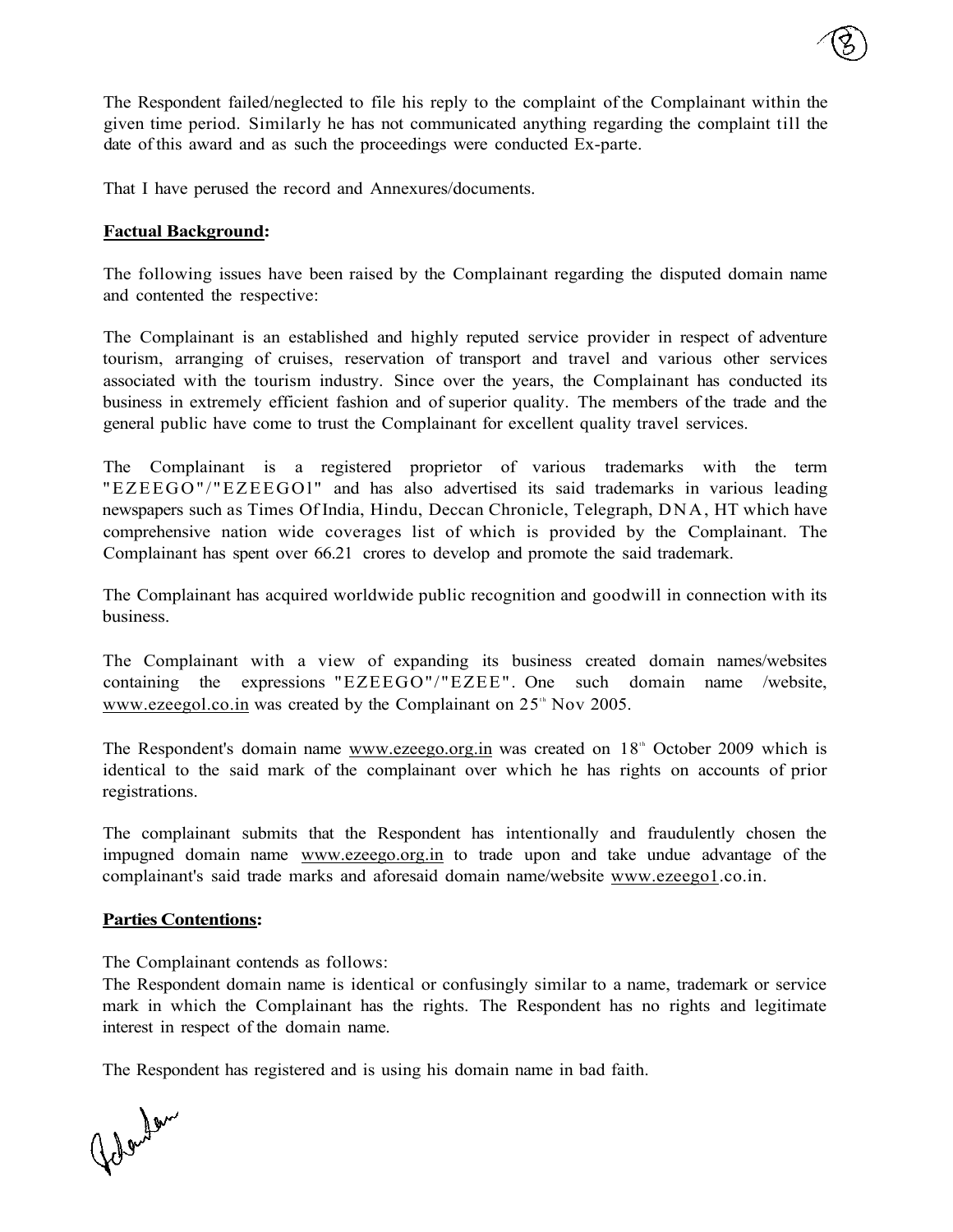The Respondent failed/neglected to file his reply to the complaint of the Complainant within the given time period. Similarly he has not communicated anything regarding the complaint till the date of this award and as such the proceedings were conducted Ex-parte.

That I have perused the record and Annexures/documents.

**Factual Background:**

The following issues have been raised by the Complainant regarding the disputed domain name and contented the respective:

The Complainant is an established and highly reputed service provider in respect of adventure tourism, arranging of cruises, reservation of transport and travel and various other services associated with the tourism industry. Since over the years, the Complainant has conducted its business in extremely efficient fashion and of superior quality. The members of the trade and the general public have come to trust the Complainant for excellent quality travel services.

The Complainant is a registered proprietor of various trademarks with the term "EZEEGO"/"EZEEGO1" and has also advertised its said trademarks in various leading newspapers such as Times Of India, Hindu, Deccan Chronicle, Telegraph, DNA, HT which have comprehensive nation wide coverages list of which is provided by the Complainant. The Complainant has spent over 66.21 crores to develop and promote the said trademark.

The Complainant has acquired worldwide public recognition and goodwill in connection with its business.

The Complainant with a view of expanding its business created domain names/websites containing the expressions "EZEEGO"/"EZEE". One such domain name /website, www.ezeegol.co.in was created by the Complainant on 25th Nov 2005.

The Respondent's domain name www.ezeego.org.in was created on 18th October 2009 which is identical to the said mark of the complainant over which he has rights on accounts of prior registrations.

The complainant submits that the Respondent has intentionally and fraudulently chosen the impugned domain name www.ezeego.org.in to trade upon and take undue advantage of the complainant's said trade marks and aforesaid domain name/website www.ezeego1.co.in.

**Parties Contentions:**

The Complainant contends as follows:
The Respondent domain name is identical or confusingly similar to a name, trademark or service mark in which the Complainant has the rights. The Respondent has no rights and legitimate interest in respect of the domain name.

The Respondent has registered and is using his domain name in bad faith.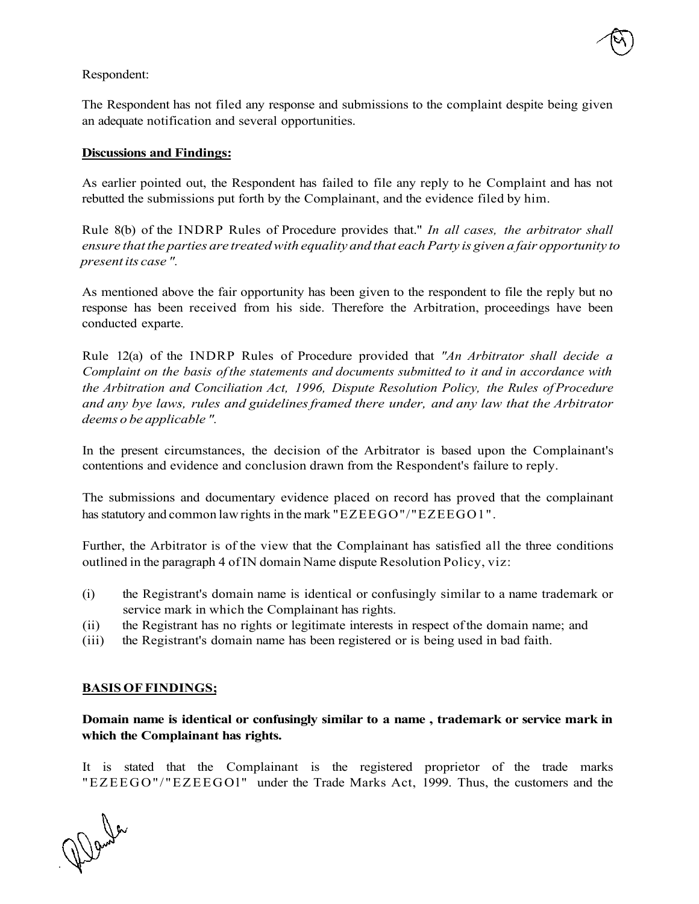Respondent:

The Respondent has not filed any response and submissions to the complaint despite being given an adequate notification and several opportunities.

**Discussions and Findings:**

As earlier pointed out, the Respondent has failed to file any reply to he Complaint and has not rebutted the submissions put forth by the Complainant, and the evidence filed by him.

Rule 8(b) of the INDRP Rules of Procedure provides that." *In all cases, the arbitrator shall ensure that the parties are treated with equality and that each Party is given a fair opportunity to present its case ".*

As mentioned above the fair opportunity has been given to the respondent to file the reply but no response has been received from his side. Therefore the Arbitration, proceedings have been conducted exparte.

Rule 12(a) of the INDRP Rules of Procedure provided that *"An Arbitrator shall decide a Complaint on the basis of the statements and documents submitted to it and in accordance with the Arbitration and Conciliation Act, 1996, Dispute Resolution Policy, the Rules of Procedure and any bye laws, rules and guidelines framed there under, and any law that the Arbitrator deems o be applicable ".*

In the present circumstances, the decision of the Arbitrator is based upon the Complainant's contentions and evidence and conclusion drawn from the Respondent's failure to reply.

The submissions and documentary evidence placed on record has proved that the complainant has statutory and common law rights in the mark "EZEEGO"/"EZEEGO1".

Further, the Arbitrator is of the view that the Complainant has satisfied all the three conditions outlined in the paragraph 4 of IN domain Name dispute Resolution Policy, viz:

(i) the Registrant's domain name is identical or confusingly similar to a name trademark or service mark in which the Complainant has rights.
(ii) the Registrant has no rights or legitimate interests in respect of the domain name; and
(iii) the Registrant's domain name has been registered or is being used in bad faith.

**BASIS OF FINDINGS;**

**Domain name is identical or confusingly similar to a name , trademark or service mark in which the Complainant has rights.**

It is stated that the Complainant is the registered proprietor of the trade marks "EZEEGO"/"EZEEGOl" under the Trade Marks Act, 1999. Thus, the customers and the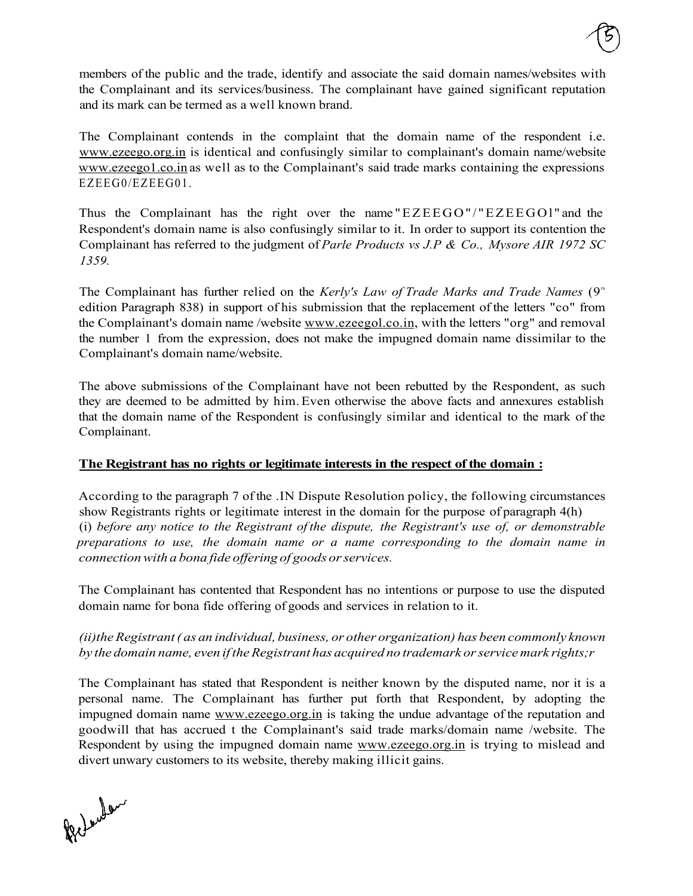members of the public and the trade, identify and associate the said domain names/websites with the Complainant and its services/business. The complainant have gained significant reputation and its mark can be termed as a well known brand.

The Complainant contends in the complaint that the domain name of the respondent i.e. www.ezeego.org.in is identical and confusingly similar to complainant's domain name/website www.ezeego1.co.in as well as to the Complainant's said trade marks containing the expressions EZEEG0/EZEEG01.

Thus the Complainant has the right over the name "EZEEGO"/"EZEEGOl" and the Respondent's domain name is also confusingly similar to it. In order to support its contention the Complainant has referred to the judgment of *Parle Products vs J.P & Co., Mysore AIR 1972 SC 1359.*

The Complainant has further relied on the *Kerly's Law of Trade Marks and Trade Names* (9th edition Paragraph 838) in support of his submission that the replacement of the letters "co" from the Complainant's domain name /website www.ezeegol.co.in, with the letters "org" and removal the number 1 from the expression, does not make the impugned domain name dissimilar to the Complainant's domain name/website.

The above submissions of the Complainant have not been rebutted by the Respondent, as such they are deemed to be admitted by him. Even otherwise the above facts and annexures establish that the domain name of the Respondent is confusingly similar and identical to the mark of the Complainant.

**The Registrant has no rights or legitimate interests in the respect of the domain :**

According to the paragraph 7 of the .IN Dispute Resolution policy, the following circumstances show Registrants rights or legitimate interest in the domain for the purpose of paragraph 4(h)
(i) *before any notice to the Registrant of the dispute, the Registrant's use of, or demonstrable preparations to use, the domain name or a name corresponding to the domain name in connection with a bona fide offering of goods or services.*

The Complainant has contented that Respondent has no intentions or purpose to use the disputed domain name for bona fide offering of goods and services in relation to it.

*(ii) the Registrant (as an individual, business, or other organization) has been commonly known by the domain name, even if the Registrant has acquired no trademark or service mark rights;r*

The Complainant has stated that Respondent is neither known by the disputed name, nor it is a personal name. The Complainant has further put forth that Respondent, by adopting the impugned domain name www.ezeego.org.in is taking the undue advantage of the reputation and goodwill that has accrued t the Complainant's said trade marks/domain name /website. The Respondent by using the impugned domain name www.ezeego.org.in is trying to mislead and divert unwary customers to its website, thereby making illicit gains.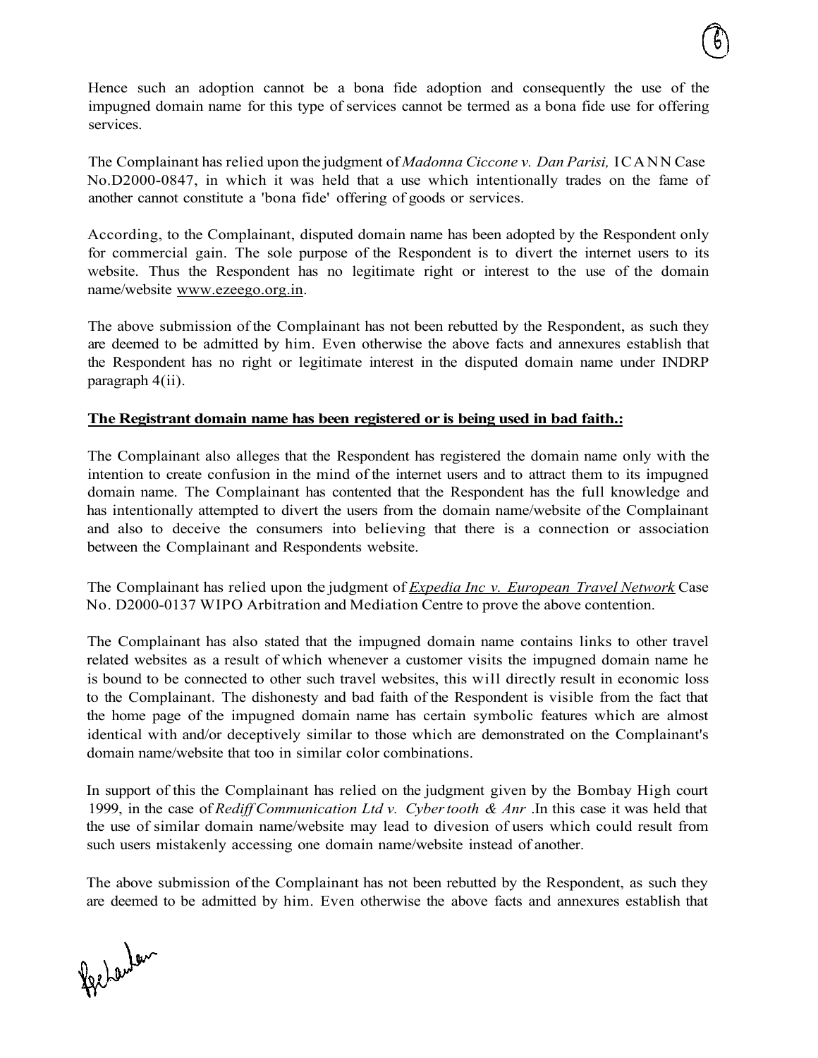Hence such an adoption cannot be a bona fide adoption and consequently the use of the impugned domain name for this type of services cannot be termed as a bona fide use for offering services.

The Complainant has relied upon the judgment of *Madonna Ciccone v. Dan Parisi,* ICANN Case No.D2000-0847, in which it was held that a use which intentionally trades on the fame of another cannot constitute a 'bona fide' offering of goods or services.

According, to the Complainant, disputed domain name has been adopted by the Respondent only for commercial gain. The sole purpose of the Respondent is to divert the internet users to its website. Thus the Respondent has no legitimate right or interest to the use of the domain name/website www.ezeego.org.in.

The above submission of the Complainant has not been rebutted by the Respondent, as such they are deemed to be admitted by him. Even otherwise the above facts and annexures establish that the Respondent has no right or legitimate interest in the disputed domain name under INDRP paragraph 4(ii).

**The Registrant domain name has been registered or is being used in bad faith.:**

The Complainant also alleges that the Respondent has registered the domain name only with the intention to create confusion in the mind of the internet users and to attract them to its impugned domain name. The Complainant has contented that the Respondent has the full knowledge and has intentionally attempted to divert the users from the domain name/website of the Complainant and also to deceive the consumers into believing that there is a connection or association between the Complainant and Respondents website.

The Complainant has relied upon the judgment of *Expedia Inc v. European Travel Network* Case No. D2000-0137 WIPO Arbitration and Mediation Centre to prove the above contention.

The Complainant has also stated that the impugned domain name contains links to other travel related websites as a result of which whenever a customer visits the impugned domain name he is bound to be connected to other such travel websites, this will directly result in economic loss to the Complainant. The dishonesty and bad faith of the Respondent is visible from the fact that the home page of the impugned domain name has certain symbolic features which are almost identical with and/or deceptively similar to those which are demonstrated on the Complainant's domain name/website that too in similar color combinations.

In support of this the Complainant has relied on the judgment given by the Bombay High court 1999, in the case of *Rediff Communication Ltd v. Cyber tooth & Anr* .In this case it was held that the use of similar domain name/website may lead to divesion of users which could result from such users mistakenly accessing one domain name/website instead of another.

The above submission of the Complainant has not been rebutted by the Respondent, as such they are deemed to be admitted by him. Even otherwise the above facts and annexures establish that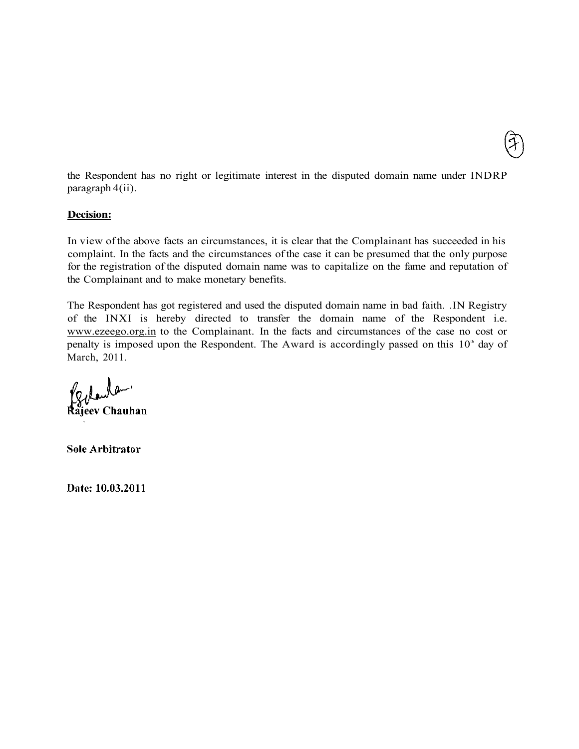the Respondent has no right or legitimate interest in the disputed domain name under INDRP paragraph 4(ii).

**Decision:**

In view of the above facts an circumstances, it is clear that the Complainant has succeeded in his complaint. In the facts and the circumstances of the case it can be presumed that the only purpose for the registration of the disputed domain name was to capitalize on the fame and reputation of the Complainant and to make monetary benefits.

The Respondent has got registered and used the disputed domain name in bad faith. .IN Registry of the INXI is hereby directed to transfer the domain name of the Respondent i.e. www.ezeego.org.in to the Complainant. In the facts and circumstances of the case no cost or penalty is imposed upon the Respondent. The Award is accordingly passed on this 10th day of March, 2011.

**Rajeev Chauhan**

**Sole Arbitrator**

**Date: 10.03.2011**